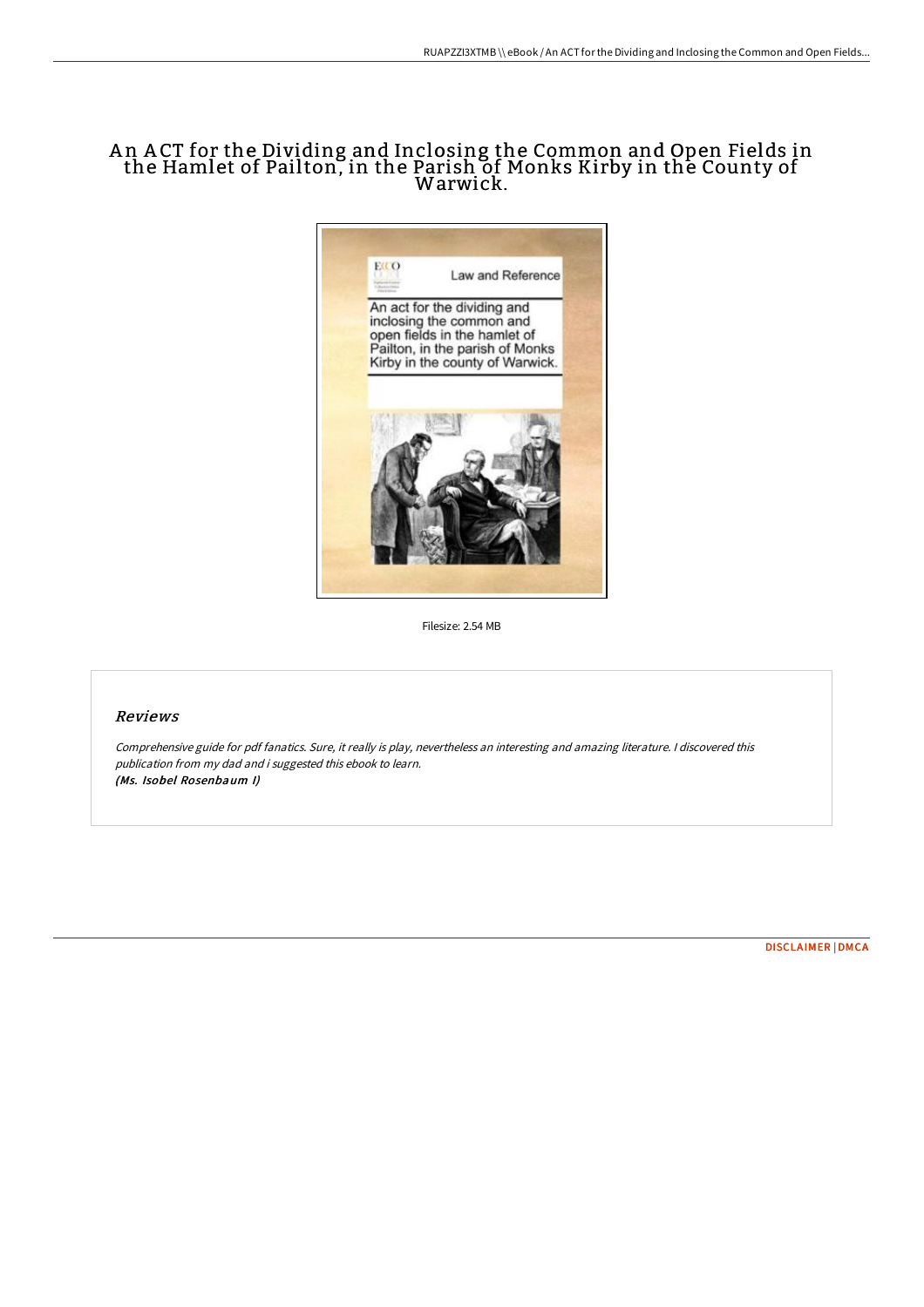# An ACT for the Dividing and Inclosing the Common and Open Fields in the Hamlet of Pailton, in the Parish of Monks Kirby in the County of Warwick.

Filesize: 2.54 MB

## Reviews

*Comprehensive guide for pdf fanatics. Sure, it really is play, nevertheless an interesting and amazing literature. I discovered this publication from my dad and i suggested this ebook to learn.*
***(Ms. Isobel Rosenbaum I)***

DISCLAIMER | DMCA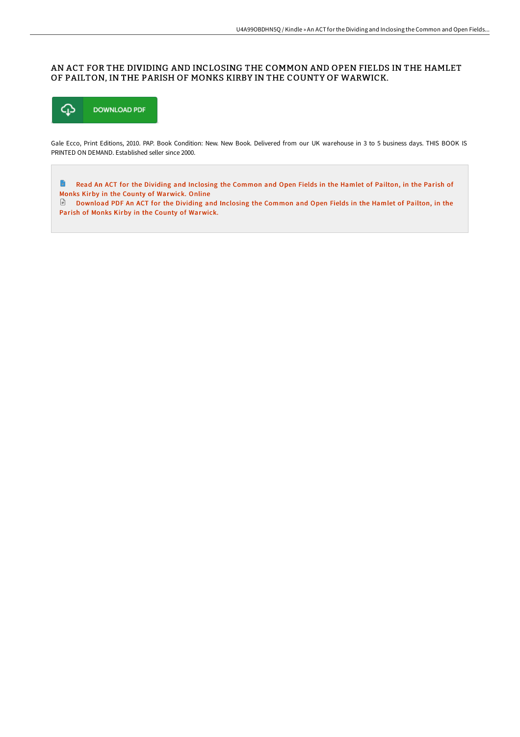# AN ACT FOR THE DIVIDING AND INCLOSING THE COMMON AND OPEN FIELDS IN THE HAMLET OF PAILTON, IN THE PARISH OF MONKS KIRBY IN THE COUNTY OF WARWICK.

DOWNLOAD PDF

Gale Ecco, Print Editions, 2010. PAP. Book Condition: New. New Book. Delivered from our UK warehouse in 3 to 5 business days. THIS BOOK IS PRINTED ON DEMAND. Established seller since 2000.

Read An ACT for the Dividing and Inclosing the Common and Open Fields in the Hamlet of Pailton, in the Parish of Monks Kirby in the County of Warwick. Online

Download PDF An ACT for the Dividing and Inclosing the Common and Open Fields in the Hamlet of Pailton, in the Parish of Monks Kirby in the County of Warwick.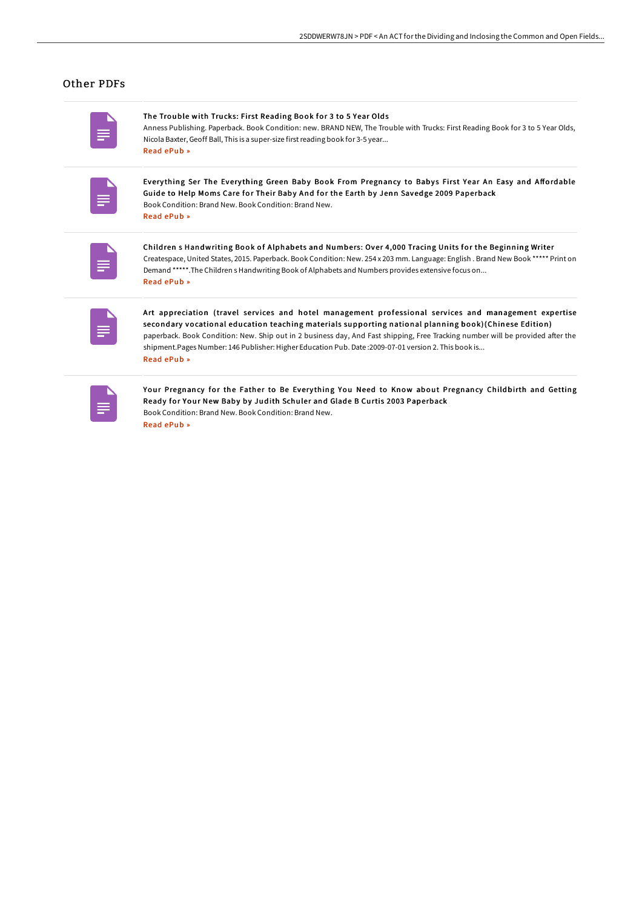## Other PDFs

**The Trouble with Trucks: First Reading Book for 3 to 5 Year Olds**

Anness Publishing. Paperback. Book Condition: new. BRAND NEW, The Trouble with Trucks: First Reading Book for 3 to 5 Year Olds, Nicola Baxter, Geoff Ball, This is a super-size first reading book for 3-5 year...

Read ePub »

**Everything Ser The Everything Green Baby Book From Pregnancy to Babys First Year An Easy and Affordable Guide to Help Moms Care for Their Baby And for the Earth by Jenn Savedge 2009 Paperback**

Book Condition: Brand New. Book Condition: Brand New.

Read ePub »

**Children s Handwriting Book of Alphabets and Numbers: Over 4,000 Tracing Units for the Beginning Writer**

Createspace, United States, 2015. Paperback. Book Condition: New. 254 x 203 mm. Language: English . Brand New Book ***** Print on Demand *****.The Children s Handwriting Book of Alphabets and Numbers provides extensive focus on...

Read ePub »

**Art appreciation (travel services and hotel management professional services and management expertise secondary vocational education teaching materials supporting national planning book)(Chinese Edition)**

paperback. Book Condition: New. Ship out in 2 business day, And Fast shipping, Free Tracking number will be provided after the shipment.Pages Number: 146 Publisher: Higher Education Pub. Date :2009-07-01 version 2. This book is...

Read ePub »

**Your Pregnancy for the Father to Be Everything You Need to Know about Pregnancy Childbirth and Getting Ready for Your New Baby by Judith Schuler and Glade B Curtis 2003 Paperback**

Book Condition: Brand New. Book Condition: Brand New.

Read ePub »